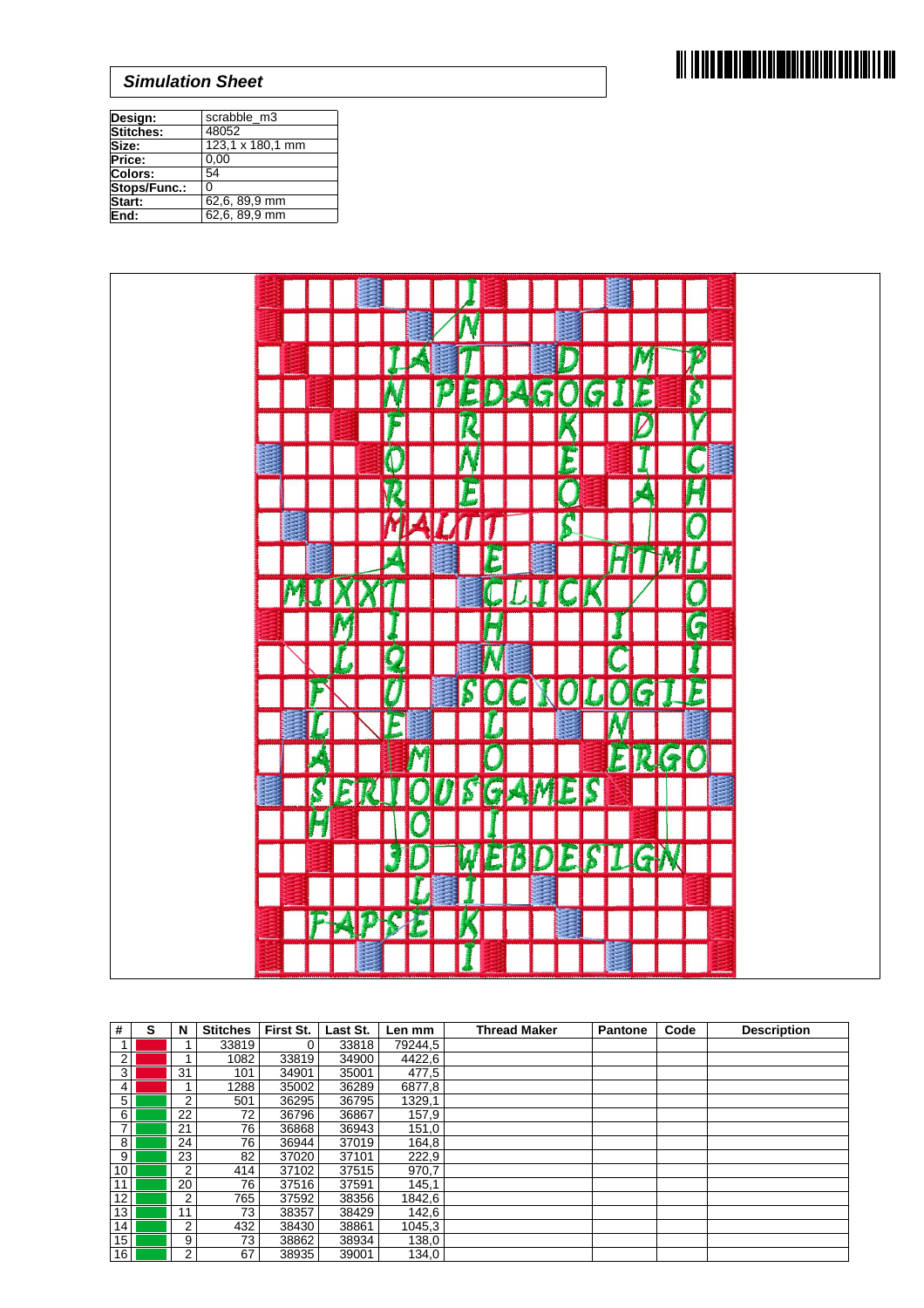## *Simulation Sheet*

| Design: | scrabble_m3 |
|---|---|
| Stitches: | 48052 |
| Size: | 123,1 x 180,1 mm |
| Price: | 0,00 |
| Colors: | 54 |
| Stops/Func.: | 0 |
| Start: | 62,6, 89,9 mm |
| End: | 62,6, 89,9 mm |

| # | S | N | Stitches | First St. | Last St. | Len mm | Thread Maker | Pantone | Code | Description |
|---|---|---|---|---|---|---|---|---|---|---|
| 1 | | 1 | 33819 | 0 | 33818 | 79244,5 | | | | |
| 2 | | 1 | 1082 | 33819 | 34900 | 4422,6 | | | | |
| 3 | | 31 | 101 | 34901 | 35001 | 477,5 | | | | |
| 4 | | 1 | 1288 | 35002 | 36289 | 6877,8 | | | | |
| 5 | | 2 | 501 | 36295 | 36795 | 1329,1 | | | | |
| 6 | | 22 | 72 | 36796 | 36867 | 157,9 | | | | |
| 7 | | 21 | 76 | 36868 | 36943 | 151,0 | | | | |
| 8 | | 24 | 76 | 36944 | 37019 | 164,8 | | | | |
| 9 | | 23 | 82 | 37020 | 37101 | 222,9 | | | | |
| 10 | | 2 | 414 | 37102 | 37515 | 970,7 | | | | |
| 11 | | 20 | 76 | 37516 | 37591 | 145,1 | | | | |
| 12 | | 2 | 765 | 37592 | 38356 | 1842,6 | | | | |
| 13 | | 11 | 73 | 38357 | 38429 | 142,6 | | | | |
| 14 | | 2 | 432 | 38430 | 38861 | 1045,3 | | | | |
| 15 | | 9 | 73 | 38862 | 38934 | 138,0 | | | | |
| 16 | | 2 | 67 | 38935 | 39001 | 134,0 | | | | |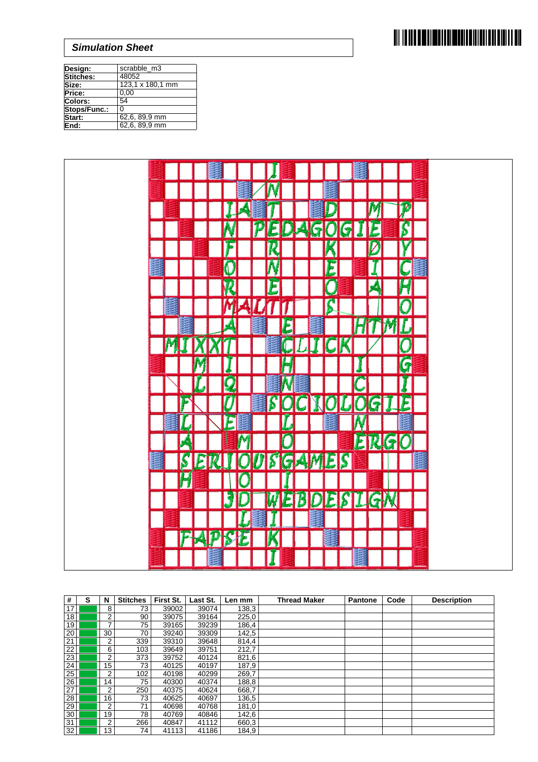## *Simulation Sheet*

| Design: | scrabble_m3 |
|---|---|
| Stitches: | 48052 |
| Size: | 123,1 x 180,1 mm |
| Price: | 0,00 |
| Colors: | 54 |
| Stops/Func.: | 0 |
| Start: | 62,6, 89,9 mm |
| End: | 62,6, 89,9 mm |

| # | S | N | Stitches | First St. | Last St. | Len mm | Thread Maker | Pantone | Code | Description |
|---|---|---|---|---|---|---|---|---|---|---|
| 17 | | 8 | 73 | 39002 | 39074 | 138,3 | | | | |
| 18 | | 2 | 90 | 39075 | 39164 | 225,0 | | | | |
| 19 | | 7 | 75 | 39165 | 39239 | 186,4 | | | | |
| 20 | | 30 | 70 | 39240 | 39309 | 142,5 | | | | |
| 21 | | 2 | 339 | 39310 | 39648 | 814,4 | | | | |
| 22 | | 6 | 103 | 39649 | 39751 | 212,7 | | | | |
| 23 | | 2 | 373 | 39752 | 40124 | 821,6 | | | | |
| 24 | | 15 | 73 | 40125 | 40197 | 187,9 | | | | |
| 25 | | 2 | 102 | 40198 | 40299 | 269,7 | | | | |
| 26 | | 14 | 75 | 40300 | 40374 | 188,8 | | | | |
| 27 | | 2 | 250 | 40375 | 40624 | 668,7 | | | | |
| 28 | | 16 | 73 | 40625 | 40697 | 136,5 | | | | |
| 29 | | 2 | 71 | 40698 | 40768 | 181,0 | | | | |
| 30 | | 19 | 78 | 40769 | 40846 | 142,6 | | | | |
| 31 | | 2 | 266 | 40847 | 41112 | 660,3 | | | | |
| 32 | | 13 | 74 | 41113 | 41186 | 184,9 | | | | |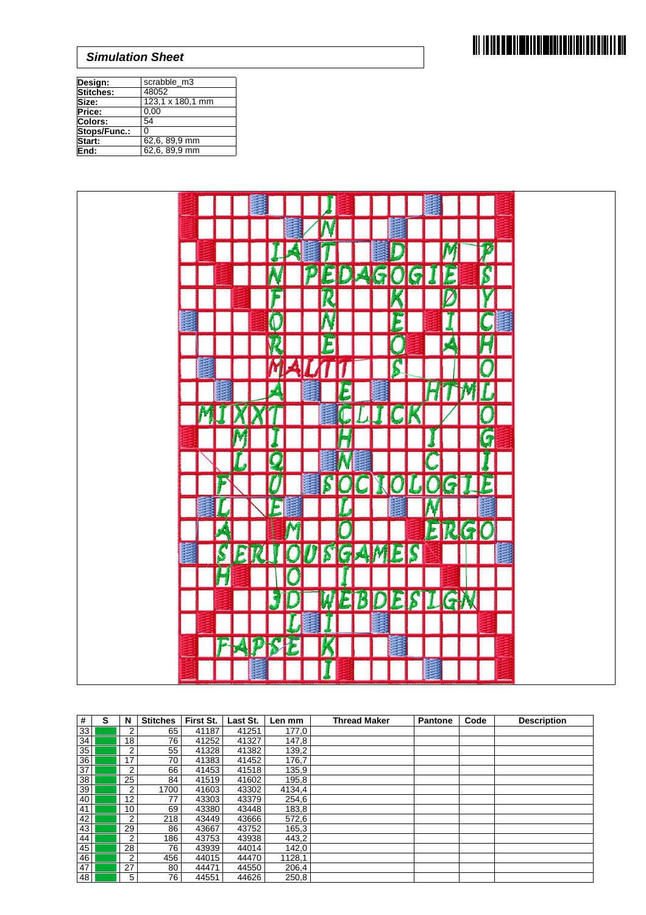## *Simulation Sheet*

| Design: | scrabble_m3 |
|---|---|
| Stitches: | 48052 |
| Size: | 123,1 x 180,1 mm |
| Price: | 0,00 |
| Colors: | 54 |
| Stops/Func.: | 0 |
| Start: | 62,6, 89,9 mm |
| End: | 62,6, 89,9 mm |

| # | S | N | Stitches | First St. | Last St. | Len mm | Thread Maker | Pantone | Code | Description |
|---|---|---|---|---|---|---|---|---|---|---|
| 33 | | 2 | 65 | 41187 | 41251 | 177,0 | | | | |
| 34 | | 18 | 76 | 41252 | 41327 | 147,8 | | | | |
| 35 | | 2 | 55 | 41328 | 41382 | 139,2 | | | | |
| 36 | | 17 | 70 | 41383 | 41452 | 176,7 | | | | |
| 37 | | 2 | 66 | 41453 | 41518 | 135,9 | | | | |
| 38 | | 25 | 84 | 41519 | 41602 | 195,8 | | | | |
| 39 | | 2 | 1700 | 41603 | 43302 | 4134,4 | | | | |
| 40 | | 12 | 77 | 43303 | 43379 | 254,6 | | | | |
| 41 | | 10 | 69 | 43380 | 43448 | 183,8 | | | | |
| 42 | | 2 | 218 | 43449 | 43666 | 572,6 | | | | |
| 43 | | 29 | 86 | 43667 | 43752 | 165,3 | | | | |
| 44 | | 2 | 186 | 43753 | 43938 | 443,2 | | | | |
| 45 | | 28 | 76 | 43939 | 44014 | 142,0 | | | | |
| 46 | | 2 | 456 | 44015 | 44470 | 1128,1 | | | | |
| 47 | | 27 | 80 | 44471 | 44550 | 206,4 | | | | |
| 48 | | 5 | 76 | 44551 | 44626 | 250,8 | | | | |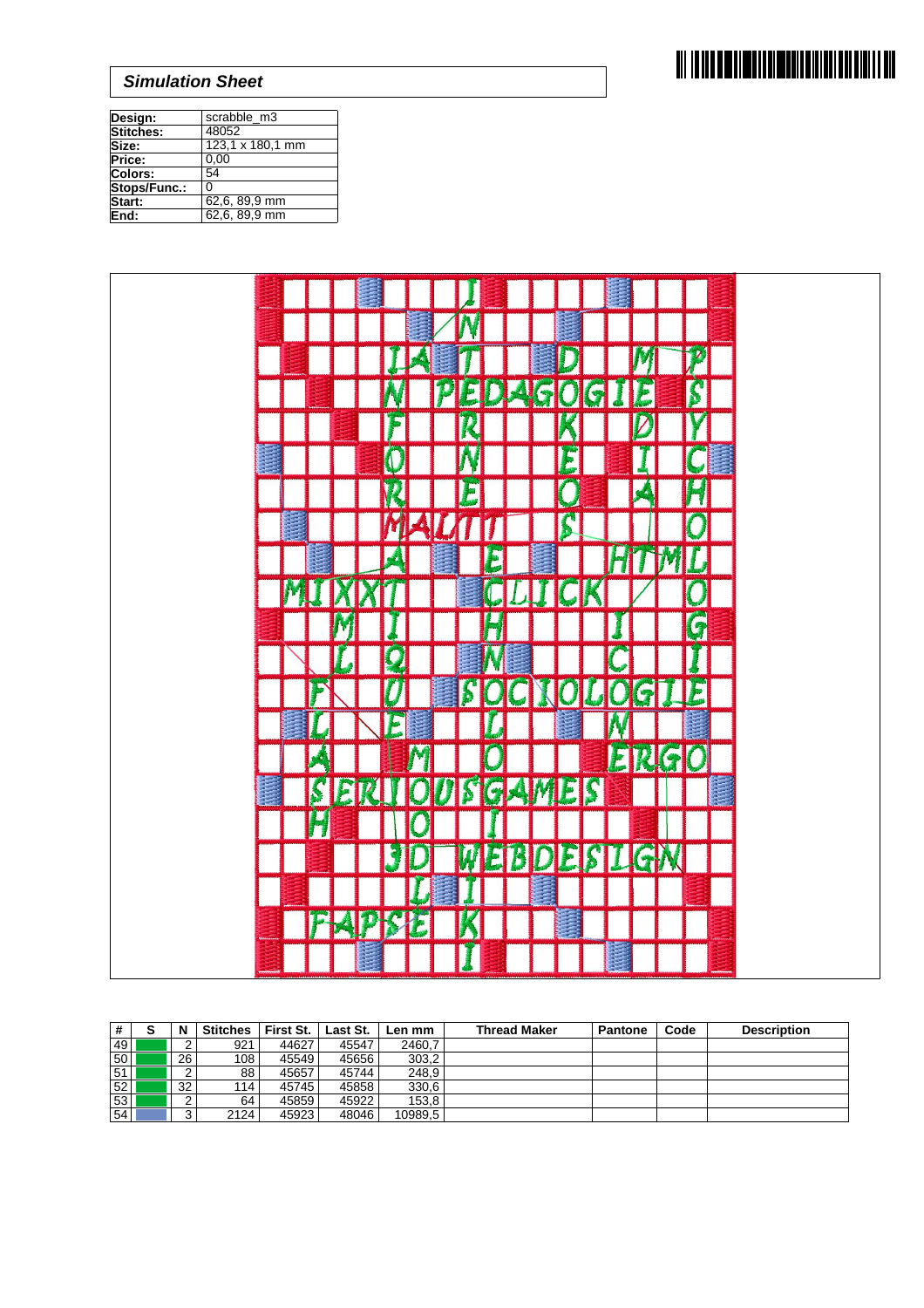***Simulation Sheet***

| | |
|---|---|
| **Design:** | scrabble_m3 |
| **Stitches:** | 48052 |
| **Size:** | 123,1 x 180,1 mm |
| **Price:** | 0,00 |
| **Colors:** | 54 |
| **Stops/Func.:** | 0 |
| **Start:** | 62,6, 89,9 mm |
| **End:** | 62,6, 89,9 mm |

| # | S | N | Stitches | First St. | Last St. | Len mm | Thread Maker | Pantone | Code | Description |
|---|---|---|---|---|---|---|---|---|---|---|
| 49 | | 2 | 921 | 44627 | 45547 | 2460,7 | | | | |
| 50 | | 26 | 108 | 45549 | 45656 | 303,2 | | | | |
| 51 | | 2 | 88 | 45657 | 45744 | 248,9 | | | | |
| 52 | | 32 | 114 | 45745 | 45858 | 330,6 | | | | |
| 53 | | 2 | 64 | 45859 | 45922 | 153,8 | | | | |
| 54 | | 3 | 2124 | 45923 | 48046 | 10989,5 | | | | |